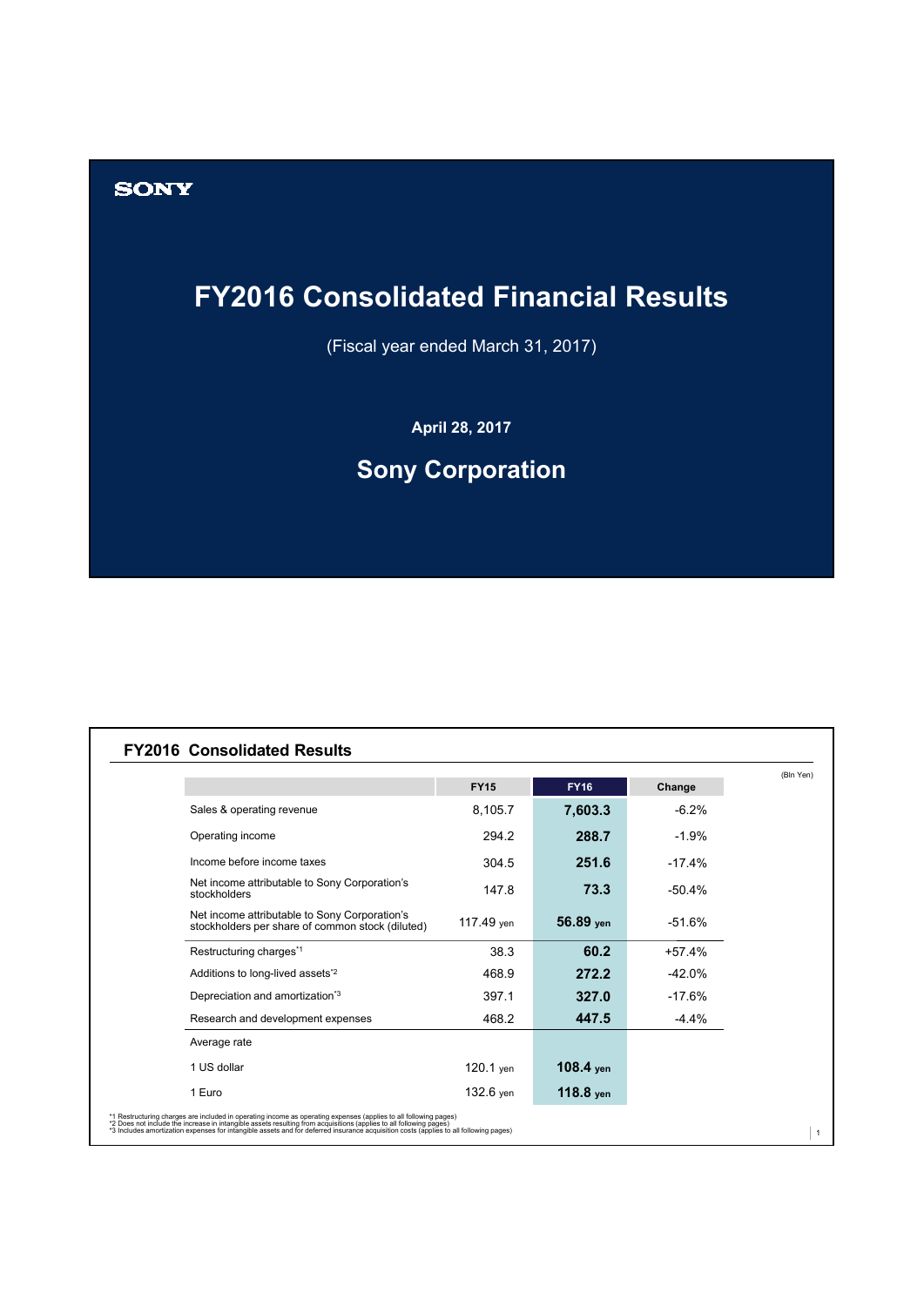SONY

# FY2016 Consolidated Financial Results

(Fiscal year ended March 31, 2017)

**April 28, 2017**

## Sony Corporation

## FY2016 Consolidated Results

(Bln Yen)

| | FY15 | FY16 | Change |
|---|---|---|---|
| Sales & operating revenue | 8,105.7 | **7,603.3** | -6.2% |
| Operating income | 294.2 | **288.7** | -1.9% |
| Income before income taxes | 304.5 | **251.6** | -17.4% |
| Net income attributable to Sony Corporation's stockholders | 147.8 | **73.3** | -50.4% |
| Net income attributable to Sony Corporation's stockholders per share of common stock (diluted) | 117.49 yen | **56.89 yen** | -51.6% |
| Restructuring charges[*1] | 38.3 | **60.2** | +57.4% |
| Additions to long-lived assets[*2] | 468.9 | **272.2** | -42.0% |
| Depreciation and amortization[*3] | 397.1 | **327.0** | -17.6% |
| Research and development expenses | 468.2 | **447.5** | -4.4% |
| Average rate | | | |
| 1 US dollar | 120.1 yen | **108.4 yen** | |
| 1 Euro | 132.6 yen | **118.8 yen** | |

*1 Restructuring charges are included in operating income as operating expenses (applies to all following pages)
*2 Does not include the increase in intangible assets resulting from acquisitions (applies to all following pages)
*3 Includes amortization expenses for intangible assets and for deferred insurance acquisition costs (applies to all following pages)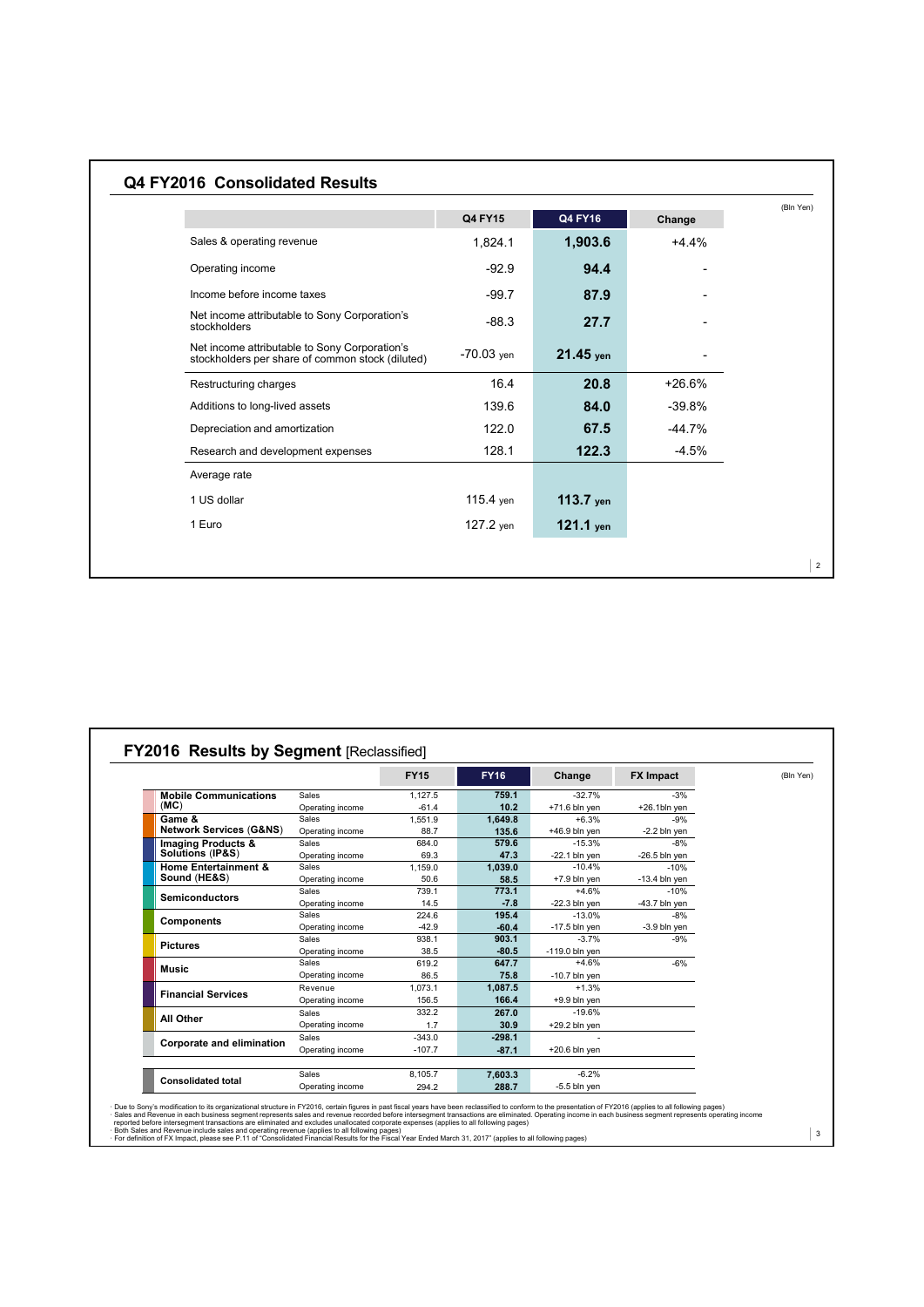## Q4 FY2016 Consolidated Results

(Bln Yen)

| | Q4 FY15 | Q4 FY16 | Change |
|---|---|---|---|
| Sales & operating revenue | 1,824.1 | **1,903.6** | +4.4% |
| Operating income | -92.9 | **94.4** | - |
| Income before income taxes | -99.7 | **87.9** | - |
| Net income attributable to Sony Corporation's stockholders | -88.3 | **27.7** | - |
| Net income attributable to Sony Corporation's stockholders per share of common stock (diluted) | -70.03 yen | **21.45 yen** | - |
| Restructuring charges | 16.4 | **20.8** | +26.6% |
| Additions to long-lived assets | 139.6 | **84.0** | -39.8% |
| Depreciation and amortization | 122.0 | **67.5** | -44.7% |
| Research and development expenses | 128.1 | **122.3** | -4.5% |
| Average rate | | | |
| 1 US dollar | 115.4 yen | **113.7 yen** | |
| 1 Euro | 127.2 yen | **121.1 yen** | |

## FY2016 Results by Segment [Reclassified]

(Bln Yen)

| | | FY15 | FY16 | Change | FX Impact |
|---|---|---|---|---|---|
| Mobile Communications (MC) | Sales | 1,127.5 | **759.1** | -32.7% | -3% |
| | Operating income | -61.4 | **10.2** | +71.6 bln yen | +26.1bln yen |
| Game & Network Services (G&NS) | Sales | 1,551.9 | **1,649.8** | +6.3% | -9% |
| | Operating income | 88.7 | **135.6** | +46.9 bln yen | -2.2 bln yen |
| Imaging Products & Solutions (IP&S) | Sales | 684.0 | **579.6** | -15.3% | -8% |
| | Operating income | 69.3 | **47.3** | -22.1 bln yen | -26.5 bln yen |
| Home Entertainment & Sound (HE&S) | Sales | 1,159.0 | **1,039.0** | -10.4% | -10% |
| | Operating income | 50.6 | **58.5** | +7.9 bln yen | -13.4 bln yen |
| Semiconductors | Sales | 739.1 | **773.1** | +4.6% | -10% |
| | Operating income | 14.5 | **-7.8** | -22.3 bln yen | -43.7 bln yen |
| Components | Sales | 224.6 | **195.4** | -13.0% | -8% |
| | Operating income | -42.9 | **-60.4** | -17.5 bln yen | -3.9 bln yen |
| Pictures | Sales | 938.1 | **903.1** | -3.7% | -9% |
| | Operating income | 38.5 | **-80.5** | -119.0 bln yen | |
| Music | Sales | 619.2 | **647.7** | +4.6% | -6% |
| | Operating income | 86.5 | **75.8** | -10.7 bln yen | |
| Financial Services | Revenue | 1,073.1 | **1,087.5** | +1.3% | |
| | Operating income | 156.5 | **166.4** | +9.9 bln yen | |
| All Other | Sales | 332.2 | **267.0** | -19.6% | |
| | Operating income | 1.7 | **30.9** | +29.2 bln yen | |
| Corporate and elimination | Sales | -343.0 | **-298.1** | - | |
| | Operating income | -107.7 | **-87.1** | +20.6 bln yen | |
| Consolidated total | Sales | 8,105.7 | **7,603.3** | -6.2% | |
| | Operating income | 294.2 | **288.7** | -5.5 bln yen | |

- Due to Sony's modification to its organizational structure in FY2016, certain figures in past fiscal years have been reclassified to conform to the presentation of FY2016 (applies to all following pages)
- Sales and Revenue in each business segment represents sales and revenue recorded before intersegment transactions are eliminated. Operating income in each business segment represents operating income reported before intersegment transactions are eliminated and excludes unallocated corporate expenses (applies to all following pages)
- Both Sales and Revenue include sales and operating revenue (applies to all following pages)
- For definition of FX Impact, please see P.11 of "Consolidated Financial Results for the Fiscal Year Ended March 31, 2017" (applies to all following pages)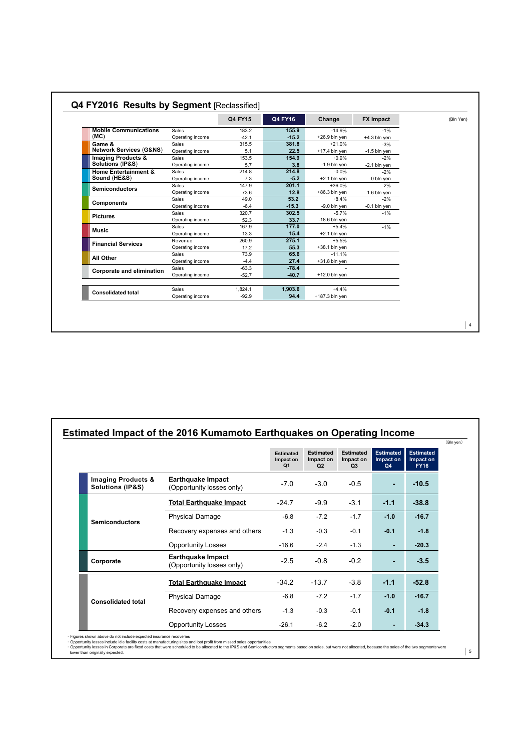## Q4 FY2016 Results by Segment [Reclassified]

(Bln Yen)

| Segment | | Q4 FY15 | Q4 FY16 | Change | FX Impact |
|---|---|---|---|---|---|
| Mobile Communications (MC) | Sales | 183.2 | **155.9** | -14.9% | -1% |
| | Operating income | -42.1 | **-15.2** | +26.9 bln yen | +4.3 bln yen |
| Game & Network Services (G&NS) | Sales | 315.5 | **381.8** | +21.0% | -3% |
| | Operating income | 5.1 | **22.5** | +17.4 bln yen | -1.5 bln yen |
| Imaging Products & Solutions (IP&S) | Sales | 153.5 | **154.9** | +0.9% | -2% |
| | Operating income | 5.7 | **3.8** | -1.9 bln yen | -2.1 bln yen |
| Home Entertainment & Sound (HE&S) | Sales | 214.8 | **214.8** | -0.0% | -2% |
| | Operating income | -7.3 | **-5.2** | +2.1 bln yen | -0 bln yen |
| Semiconductors | Sales | 147.9 | **201.1** | +36.0% | -2% |
| | Operating income | -73.6 | **12.8** | +86.3 bln yen | -1.6 bln yen |
| Components | Sales | 49.0 | **53.2** | +8.4% | -2% |
| | Operating income | -6.4 | **-15.3** | -9.0 bln yen | -0.1 bln yen |
| Pictures | Sales | 320.7 | **302.5** | -5.7% | -1% |
| | Operating income | 52.3 | **33.7** | -18.6 bln yen | |
| Music | Sales | 167.9 | **177.0** | +5.4% | -1% |
| | Operating income | 13.3 | **15.4** | +2.1 bln yen | |
| Financial Services | Revenue | 260.9 | **275.1** | +5.5% | |
| | Operating income | 17.2 | **55.3** | +38.1 bln yen | |
| All Other | Sales | 73.9 | **65.6** | -11.1% | |
| | Operating income | -4.4 | **27.4** | +31.8 bln yen | |
| Corporate and elimination | Sales | -63.3 | **-78.4** | - | |
| | Operating income | -52.7 | **-40.7** | +12.0 bln yen | |
| Consolidated total | Sales | 1,824.1 | **1,903.6** | +4.4% | |
| | Operating income | -92.9 | **94.4** | +187.3 bln yen | |

## Estimated Impact of the 2016 Kumamoto Earthquakes on Operating Income

(Bln yen)

| Segment | Item | Estimated Impact on Q1 | Estimated Impact on Q2 | Estimated Impact on Q3 | Estimated Impact on Q4 | Estimated Impact on FY16 |
|---|---|---|---|---|---|---|
| Imaging Products & Solutions (IP&S) | Earthquake Impact (Opportunity losses only) | -7.0 | -3.0 | -0.5 | **-** | **-10.5** |
| Semiconductors | Total Earthquake Impact | -24.7 | -9.9 | -3.1 | **-1.1** | **-38.8** |
| | Physical Damage | -6.8 | -7.2 | -1.7 | **-1.0** | **-16.7** |
| | Recovery expenses and others | -1.3 | -0.3 | -0.1 | **-0.1** | **-1.8** |
| | Opportunity Losses | -16.6 | -2.4 | -1.3 | **-** | **-20.3** |
| Corporate | Earthquake Impact (Opportunity losses only) | -2.5 | -0.8 | -0.2 | **-** | **-3.5** |
| Consolidated total | Total Earthquake Impact | -34.2 | -13.7 | -3.8 | **-1.1** | **-52.8** |
| | Physical Damage | -6.8 | -7.2 | -1.7 | **-1.0** | **-16.7** |
| | Recovery expenses and others | -1.3 | -0.3 | -0.1 | **-0.1** | **-1.8** |
| | Opportunity Losses | -26.1 | -6.2 | -2.0 | **-** | **-34.3** |

- Figures shown above do not include expected insurance recoveries
- Opportunity losses include idle facility costs at manufacturing sites and lost profit from missed sales opportunities
- Opportunity losses in Corporate are fixed costs that were scheduled to be allocated to the IP&S and Semiconductors segments based on sales, but were not allocated, because the sales of the two segments were lower than originally expected.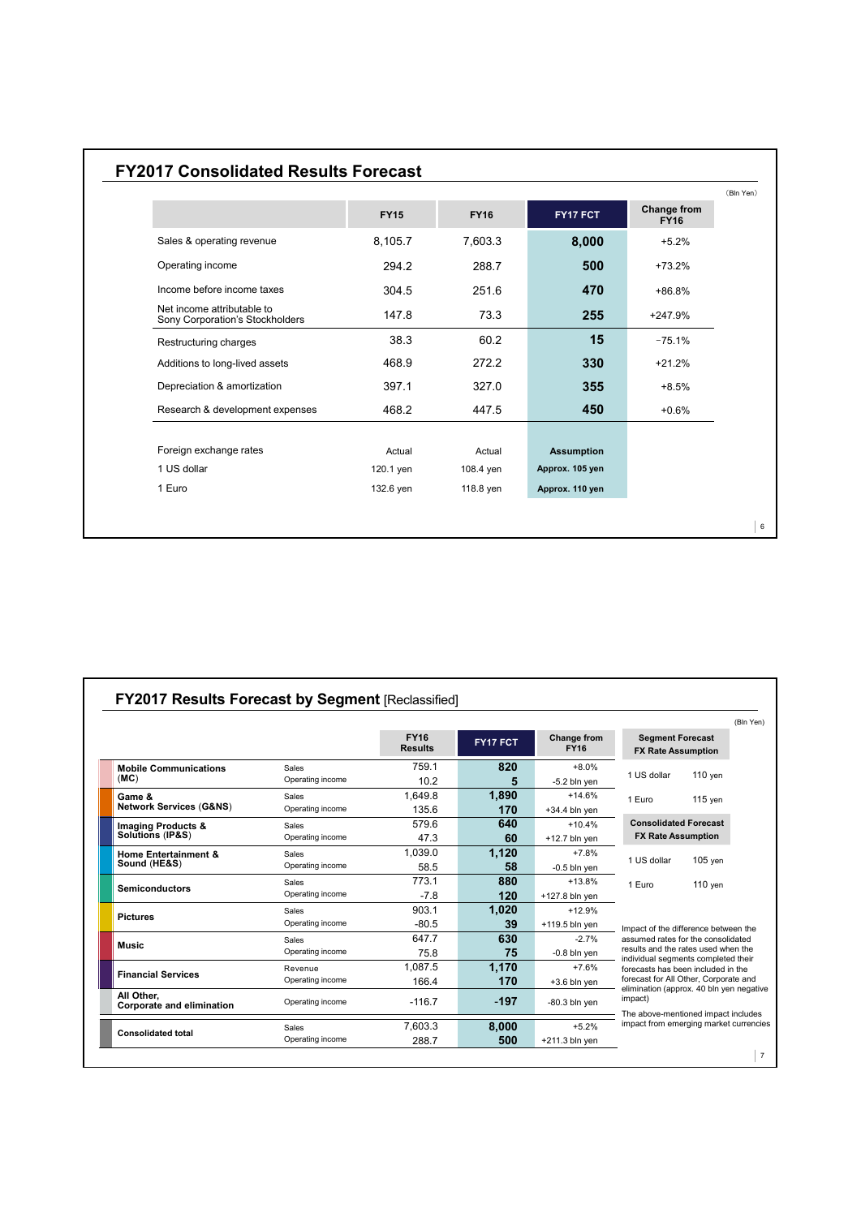## FY2017 Consolidated Results Forecast

(Bln Yen)

| | FY15 | FY16 | FY17 FCT | Change from FY16 |
|---|---|---|---|---|
| Sales & operating revenue | 8,105.7 | 7,603.3 | **8,000** | +5.2% |
| Operating income | 294.2 | 288.7 | **500** | +73.2% |
| Income before income taxes | 304.5 | 251.6 | **470** | +86.8% |
| Net income attributable to Sony Corporation's Stockholders | 147.8 | 73.3 | **255** | +247.9% |
| Restructuring charges | 38.3 | 60.2 | **15** | -75.1% |
| Additions to long-lived assets | 468.9 | 272.2 | **330** | +21.2% |
| Depreciation & amortization | 397.1 | 327.0 | **355** | +8.5% |
| Research & development expenses | 468.2 | 447.5 | **450** | +0.6% |
| Foreign exchange rates | Actual | Actual | **Assumption** | |
| 1 US dollar | 120.1 yen | 108.4 yen | **Approx. 105 yen** | |
| 1 Euro | 132.6 yen | 118.8 yen | **Approx. 110 yen** | |

## FY2017 Results Forecast by Segment [Reclassified]

(Bln Yen)

| Segment | | FY16 Results | FY17 FCT | Change from FY16 |
|---|---|---|---|---|
| **Mobile Communications (MC)** | Sales | 759.1 | **820** | +8.0% |
| | Operating income | 10.2 | **5** | -5.2 bln yen |
| **Game & Network Services (G&NS)** | Sales | 1,649.8 | **1,890** | +14.6% |
| | Operating income | 135.6 | **170** | +34.4 bln yen |
| **Imaging Products & Solutions (IP&S)** | Sales | 579.6 | **640** | +10.4% |
| | Operating income | 47.3 | **60** | +12.7 bln yen |
| **Home Entertainment & Sound (HE&S)** | Sales | 1,039.0 | **1,120** | +7.8% |
| | Operating income | 58.5 | **58** | -0.5 bln yen |
| **Semiconductors** | Sales | 773.1 | **880** | +13.8% |
| | Operating income | -7.8 | **120** | +127.8 bln yen |
| **Pictures** | Sales | 903.1 | **1,020** | +12.9% |
| | Operating income | -80.5 | **39** | +119.5 bln yen |
| **Music** | Sales | 647.7 | **630** | -2.7% |
| | Operating income | 75.8 | **75** | -0.8 bln yen |
| **Financial Services** | Revenue | 1,087.5 | **1,170** | +7.6% |
| | Operating income | 166.4 | **170** | +3.6 bln yen |
| **All Other, Corporate and elimination** | Operating income | -116.7 | **-197** | -80.3 bln yen |
| **Consolidated total** | Sales | 7,603.3 | **8,000** | +5.2% |
| | Operating income | 288.7 | **500** | +211.3 bln yen |

| Segment Forecast FX Rate Assumption | |
|---|---|
| 1 US dollar | 110 yen |
| 1 Euro | 115 yen |

| Consolidated Forecast FX Rate Assumption | |
|---|---|
| 1 US dollar | 105 yen |
| 1 Euro | 110 yen |

Impact of the difference between the assumed rates for the consolidated results and the rates used when the individual segments completed their forecasts has been included in the forecast for All Other, Corporate and elimination (approx. 40 bln yen negative impact)

The above-mentioned impact includes impact from emerging market currencies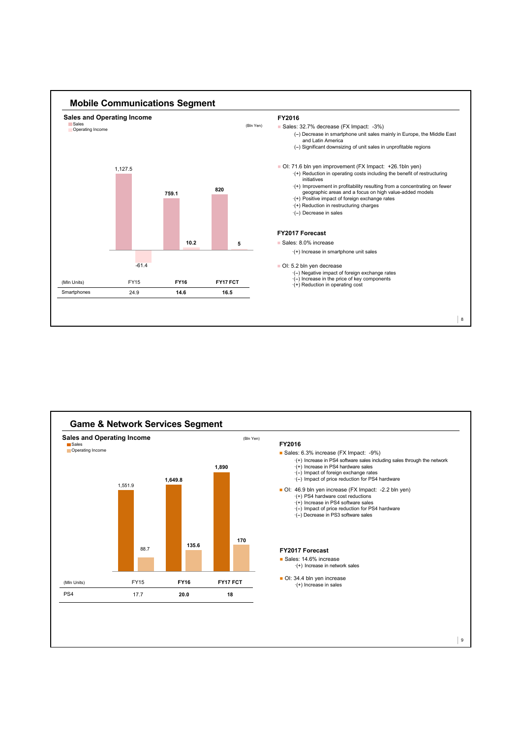## Mobile Communications Segment

### Sales and Operating Income

(Bln Yen)

| | FY15 | FY16 | FY17 FCT |
|---|---|---|---|
| Sales | 1,127.5 | 759.1 | 820 |
| Operating Income | -61.4 | 10.2 | 5 |

| (Mln Units) | FY15 | FY16 | FY17 FCT |
|---|---|---|---|
| Smartphones | 24.9 | **14.6** | **16.5** |

### FY2016

- Sales: 32.7% decrease (FX Impact: -3%)
  - (–) Decrease in smartphone unit sales mainly in Europe, the Middle East and Latin America
  - (–) Significant downsizing of unit sales in unprofitable regions
- OI: 71.6 bln yen improvement (FX Impact: +26.1bln yen)
  - (+) Reduction in operating costs including the benefit of restructuring initiatives
  - (+) Improvement in profitability resulting from a concentrating on fewer geographic areas and a focus on high value-added models
  - (+) Positive impact of foreign exchange rates
  - (+) Reduction in restructuring charges
  - (–) Decrease in sales

### FY2017 Forecast

- Sales: 8.0% increase
  - (+) Increase in smartphone unit sales
- OI: 5.2 bln yen decrease
  - (–) Negative impact of foreign exchange rates
  - (–) Increase in the price of key components
  - (+) Reduction in operating cost

## Game & Network Services Segment

### Sales and Operating Income

(Bln Yen)

| | FY15 | FY16 | FY17 FCT |
|---|---|---|---|
| Sales | 1,551.9 | 1,649.8 | 1,890 |
| Operating Income | 88.7 | 135.6 | 170 |

| (Mln Units) | FY15 | FY16 | FY17 FCT |
|---|---|---|---|
| PS4 | 17.7 | **20.0** | **18** |

### FY2016

- Sales: 6.3% increase (FX Impact: -9%)
  - (+) Increase in PS4 software sales including sales through the network
  - (+) Increase in PS4 hardware sales
  - (–) Impact of foreign exchange rates
  - (–) Impact of price reduction for PS4 hardware
- OI: 46.9 bln yen increase (FX Impact: -2.2 bln yen)
  - (+) PS4 hardware cost reductions
  - (+) Increase in PS4 software sales
  - (–) Impact of price reduction for PS4 hardware
  - (–) Decrease in PS3 software sales

### FY2017 Forecast

- Sales: 14.6% increase
  - (+) Increase in network sales
- OI: 34.4 bln yen increase
  - (+) Increase in sales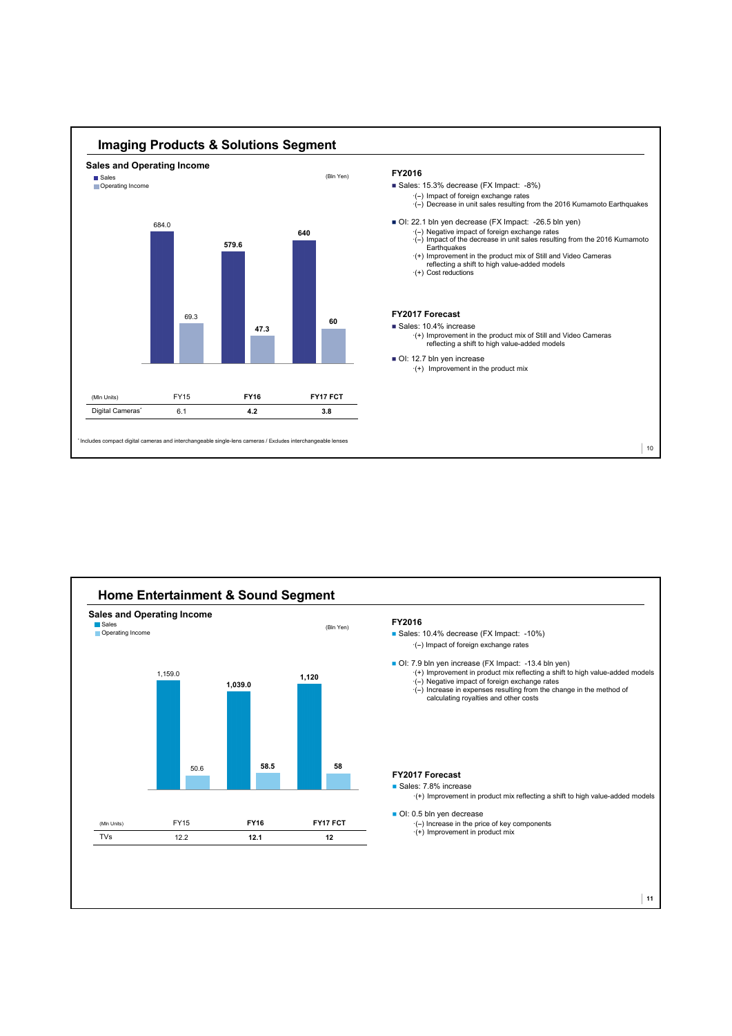## Imaging Products & Solutions Segment

### Sales and Operating Income

(Bln Yen)

| | Sales | Operating Income |
|---|---|---|
| FY15 | 684.0 | 69.3 |
| FY16 | 579.6 | 47.3 |
| FY17 FCT | 640 | 60 |

| (Mln Units) | FY15 | FY16 | FY17 FCT |
|---|---|---|---|
| Digital Cameras* | 6.1 | 4.2 | 3.8 |

\* Includes compact digital cameras and interchangeable single-lens cameras / Excludes interchangeable lenses

**FY2016**

- Sales: 15.3% decrease (FX Impact: -8%)
  - (–) Impact of foreign exchange rates
  - (–) Decrease in unit sales resulting from the 2016 Kumamoto Earthquakes
- OI: 22.1 bln yen decrease (FX Impact: -26.5 bln yen)
  - (–) Negative impact of foreign exchange rates
  - (–) Impact of the decrease in unit sales resulting from the 2016 Kumamoto Earthquakes
  - (+) Improvement in the product mix of Still and Video Cameras reflecting a shift to high value-added models
  - (+) Cost reductions

**FY2017 Forecast**

- Sales: 10.4% increase
  - (+) Improvement in the product mix of Still and Video Cameras reflecting a shift to high value-added models
- OI: 12.7 bln yen increase
  - (+) Improvement in the product mix

## Home Entertainment & Sound Segment

### Sales and Operating Income

(Bln Yen)

| | Sales | Operating Income |
|---|---|---|
| FY15 | 1,159.0 | 50.6 |
| FY16 | 1,039.0 | 58.5 |
| FY17 FCT | 1,120 | 58 |

| (Mln Units) | FY15 | FY16 | FY17 FCT |
|---|---|---|---|
| TVs | 12.2 | 12.1 | 12 |

**FY2016**

- Sales: 10.4% decrease (FX Impact: -10%)
  - (–) Impact of foreign exchange rates
- OI: 7.9 bln yen increase (FX Impact: -13.4 bln yen)
  - (+) Improvement in product mix reflecting a shift to high value-added models
  - (–) Negative impact of foreign exchange rates
  - (–) Increase in expenses resulting from the change in the method of calculating royalties and other costs

**FY2017 Forecast**

- Sales: 7.8% increase
  - (+) Improvement in product mix reflecting a shift to high value-added models
- OI: 0.5 bln yen decrease
  - (–) Increase in the price of key components
  - (+) Improvement in product mix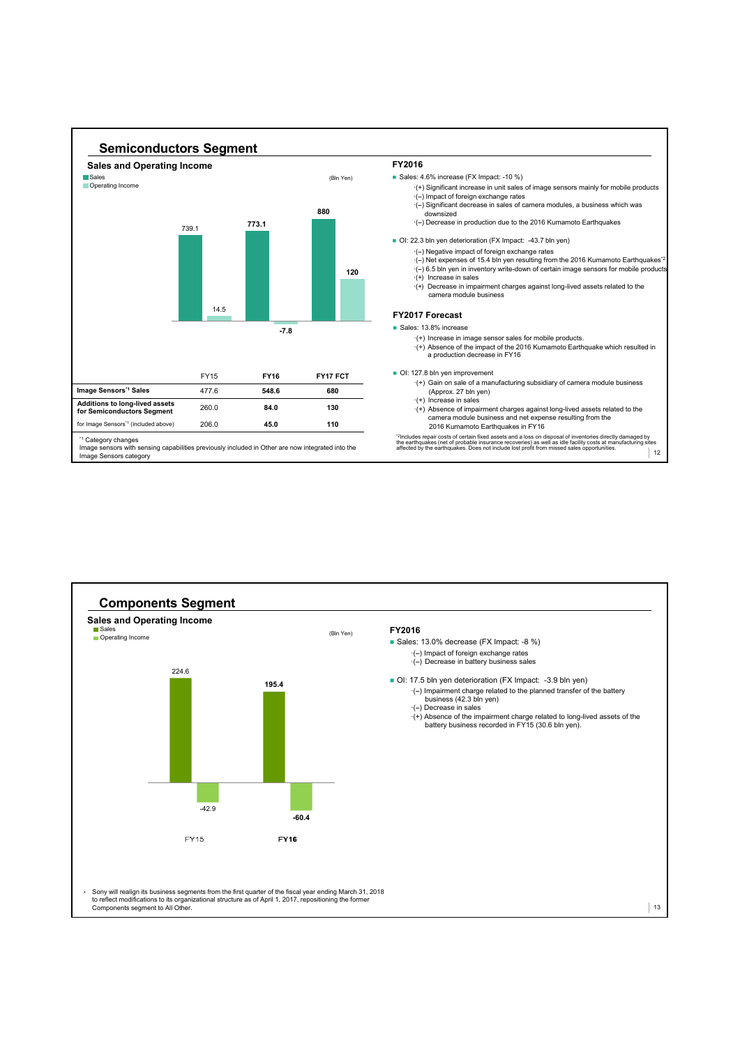# Semiconductors Segment

## Sales and Operating Income

(Bln Yen)

| | FY15 | FY16 | FY17 FCT |
|---|---|---|---|
| Sales | 739.1 | 773.1 | 880 |
| Operating Income | 14.5 | -7.8 | 120 |

| | FY15 | FY16 | FY17 FCT |
|---|---|---|---|
| Image Sensors[*1] Sales | 477.6 | 548.6 | 680 |
| Additions to long-lived assets for Semiconductors Segment | 260.0 | 84.0 | 130 |
| for Image Sensors[*1] (included above) | 206.0 | 45.0 | 110 |

[*1] Category changes
Image sensors with sensing capabilities previously included in Other are now integrated into the Image Sensors category

### FY2016

- Sales: 4.6% increase (FX Impact: -10 %)
  - (+) Significant increase in unit sales of image sensors mainly for mobile products
  - (–) Impact of foreign exchange rates
  - (–) Significant decrease in sales of camera modules, a business which was downsized
  - (–) Decrease in production due to the 2016 Kumamoto Earthquakes
- OI: 22.3 bln yen deterioration (FX Impact: -43.7 bln yen)
  - (–) Negative impact of foreign exchange rates
  - (–) Net expenses of 15.4 bln yen resulting from the 2016 Kumamoto Earthquakes[*2]
  - (–) 6.5 bln yen in inventory write-down of certain image sensors for mobile products
  - (+) Increase in sales
  - (+) Decrease in impairment charges against long-lived assets related to the camera module business

### FY2017 Forecast

- Sales: 13.8% increase
  - (+) Increase in image sensor sales for mobile products.
  - (+) Absence of the impact of the 2016 Kumamoto Earthquake which resulted in a production decrease in FY16
- OI: 127.8 bln yen improvement
  - (+) Gain on sale of a manufacturing subsidiary of camera module business (Approx. 27 bln yen)
  - (+) Increase in sales
  - (+) Absence of impairment charges against long-lived assets related to the camera module business and net expense resulting from the 2016 Kumamoto Earthquakes in FY16

[*2]Includes repair costs of certain fixed assets and a loss on disposal of inventories directly damaged by the earthquakes (net of probable insurance recoveries) as well as idle facility costs at manufacturing sites affected by the earthquakes. Does not include lost profit from missed sales opportunities.

# Components Segment

## Sales and Operating Income

(Bln Yen)

| | FY15 | FY16 |
|---|---|---|
| Sales | 224.6 | 195.4 |
| Operating Income | -42.9 | -60.4 |

### FY2016

- Sales: 13.0% decrease (FX Impact: -8 %)
  - (–) Impact of foreign exchange rates
  - (–) Decrease in battery business sales
- OI: 17.5 bln yen deterioration (FX Impact: -3.9 bln yen)
  - (–) Impairment charge related to the planned transfer of the battery business (42.3 bln yen)
  - (–) Decrease in sales
  - (+) Absence of the impairment charge related to long-lived assets of the battery business recorded in FY15 (30.6 bln yen).

- Sony will realign its business segments from the first quarter of the fiscal year ending March 31, 2018 to reflect modifications to its organizational structure as of April 1, 2017, repositioning the former Components segment to All Other.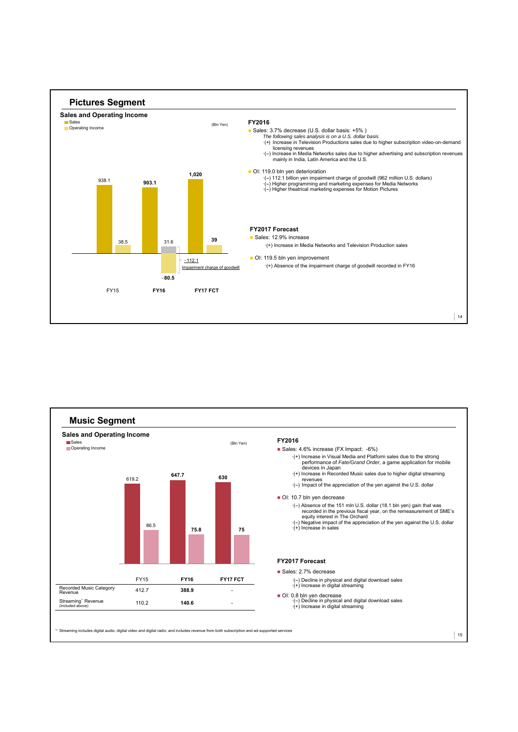# Pictures Segment

## Sales and Operating Income

(Bln Yen)

| | FY15 | FY16 | FY17 FCT |
|---|---|---|---|
| Sales | 938.1 | 903.1 | 1,020 |
| Operating Income | 38.5 | 31.6 / -80.5 | 39 |

-112.1 Impairment charge of goodwill

### FY2016

- Sales: 3.7% decrease (U.S. dollar basis: +5% )
  *The following sales analysis is on a U.S. dollar basis*
  - ·(+) Increase in Television Productions sales due to higher subscription video-on-demand licensing revenues
  - ·(–) Increase in Media Networks sales due to higher advertising and subscription revenues mainly in India, Latin America and the U.S.
- OI: 119.0 bln yen deterioration
  - ·(–) 112.1 billion yen impairment charge of goodwill (962 million U.S. dollars)
  - ·(–) Higher programming and marketing expenses for Media Networks
  - ·(–) Higher theatrical marketing expenses for Motion Pictures

### FY2017 Forecast

- Sales: 12.9% increase
  - ·(+) Increase in Media Networks and Television Production sales
- OI: 119.5 bln yen improvement
  - ·(+) Absence of the impairment charge of goodwill recorded in FY16

# Music Segment

## Sales and Operating Income

(Bln Yen)

| | FY15 | FY16 | FY17 FCT |
|---|---|---|---|
| Sales | 619.2 | 647.7 | 630 |
| Operating Income | 86.5 | 75.8 | 75 |
| Recorded Music Category Revenue | 412.7 | 388.9 | - |
| Streaming[*1] Revenue (included above) | 110.2 | 140.6 | - |

### FY2016

- Sales: 4.6% increase (FX Impact: -6%)
  - ·(+) Increase in Visual Media and Platform sales due to the strong performance of *Fate/Grand Order*, a game application for mobile devices in Japan
  - ·(+) Increase in Recorded Music sales due to higher digital streaming revenues
  - ·(–) Impact of the appreciation of the yen against the U.S. dollar
- OI: 10.7 bln yen decrease
  - ·(–) Absence of the 151 mln U.S. dollar (18.1 bln yen) gain that was recorded in the previous fiscal year, on the remeasurement of SME's equity interest in The Orchard
  - ·(–) Negative impact of the appreciation of the yen against the U.S. dollar
  - ·(+) Increase in sales

### FY2017 Forecast

- Sales: 2.7% decrease
  - ·(–) Decline in physical and digital download sales
  - ·(+) Increase in digital streaming
- OI: 0.8 bln yen decrease
  - ·(–) Decline in physical and digital download sales
  - ·(+) Increase in digital streaming

[*1] Streaming includes digital audio, digital video and digital radio, and includes revenue from both subscription and ad-supported services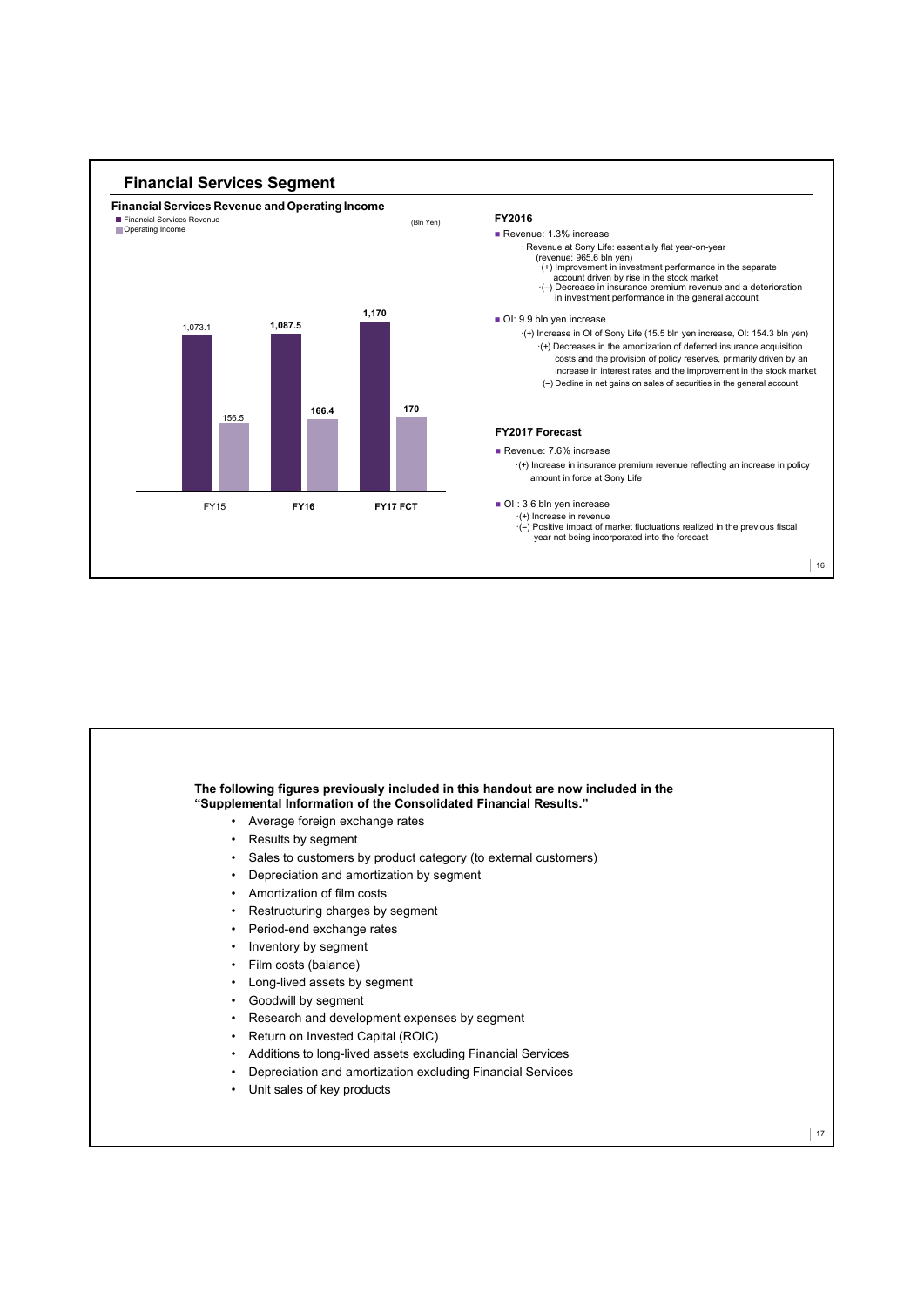## Financial Services Segment

### Financial Services Revenue and Operating Income

(Bln Yen)

| | Financial Services Revenue | Operating Income |
|---|---|---|
| FY15 | 1,073.1 | 156.5 |
| **FY16** | **1,087.5** | **166.4** |
| **FY17 FCT** | **1,170** | **170** |

### FY2016

- Revenue: 1.3% increase
  - · Revenue at Sony Life: essentially flat year-on-year (revenue: 965.6 bln yen)
    - ·(+) Improvement in investment performance in the separate account driven by rise in the stock market
    - ·(–) Decrease in insurance premium revenue and a deterioration in investment performance in the general account
- OI: 9.9 bln yen increase
  - ·(+) Increase in OI of Sony Life (15.5 bln yen increase, OI: 154.3 bln yen)
    - ·(+) Decreases in the amortization of deferred insurance acquisition costs and the provision of policy reserves, primarily driven by an increase in interest rates and the improvement in the stock market
    - ·(–) Decline in net gains on sales of securities in the general account

### FY2017 Forecast

- Revenue: 7.6% increase
  - ·(+) Increase in insurance premium revenue reflecting an increase in policy amount in force at Sony Life
- OI : 3.6 bln yen increase
  - ·(+) Increase in revenue
  - ·(–) Positive impact of market fluctuations realized in the previous fiscal year not being incorporated into the forecast

---

**The following figures previously included in this handout are now included in the "Supplemental Information of the Consolidated Financial Results."**

- Average foreign exchange rates
- Results by segment
- Sales to customers by product category (to external customers)
- Depreciation and amortization by segment
- Amortization of film costs
- Restructuring charges by segment
- Period-end exchange rates
- Inventory by segment
- Film costs (balance)
- Long-lived assets by segment
- Goodwill by segment
- Research and development expenses by segment
- Return on Invested Capital (ROIC)
- Additions to long-lived assets excluding Financial Services
- Depreciation and amortization excluding Financial Services
- Unit sales of key products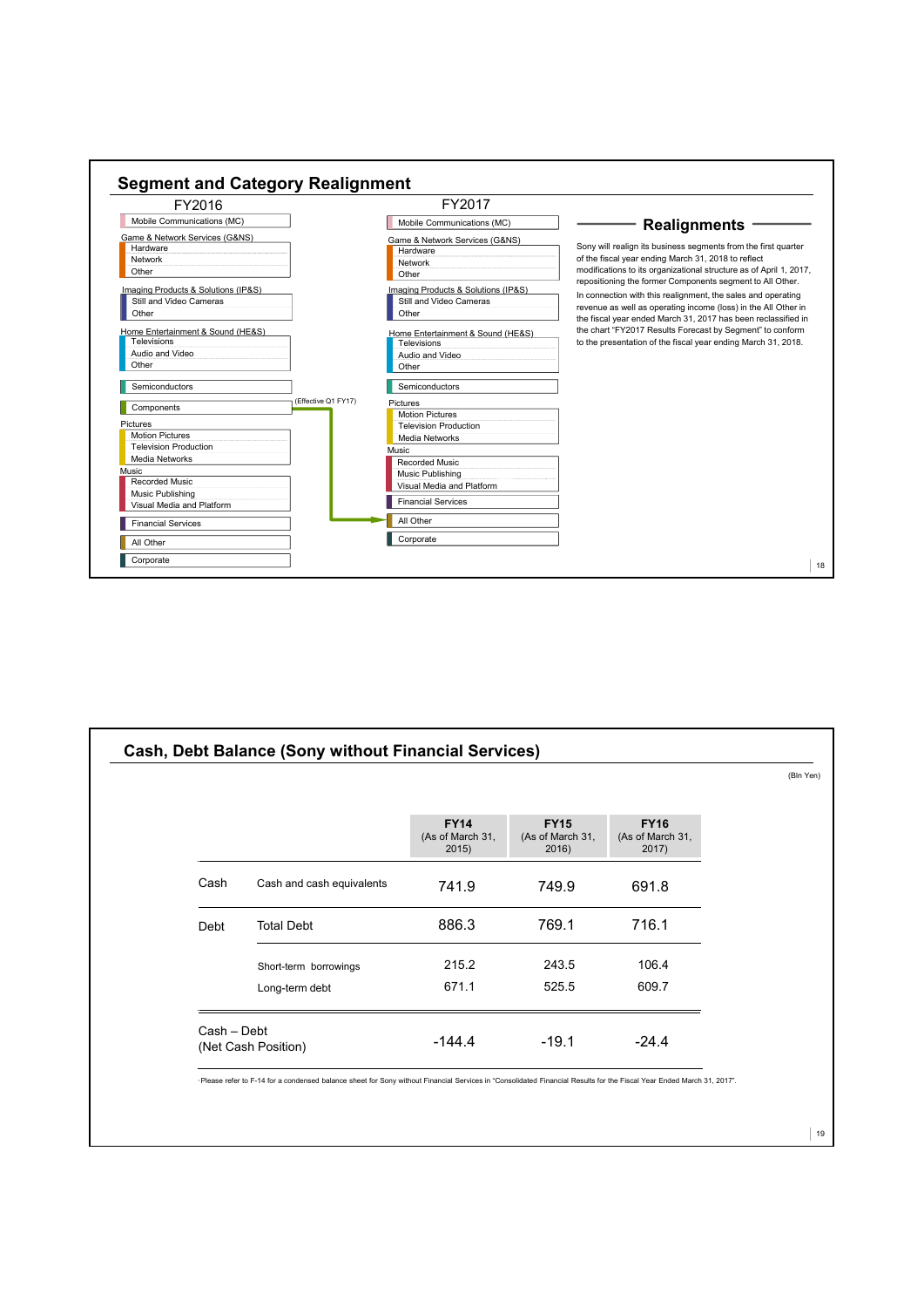## Segment and Category Realignment

| FY2016 | FY2017 |
|---|---|
| Mobile Communications (MC) | Mobile Communications (MC) |
| Game & Network Services (G&NS): Hardware, Network, Other | Game & Network Services (G&NS): Hardware, Network, Other |
| Imaging Products & Solutions (IP&S): Still and Video Cameras, Other | Imaging Products & Solutions (IP&S): Still and Video Cameras, Other |
| Home Entertainment & Sound (HE&S): Televisions, Audio and Video, Other | Home Entertainment & Sound (HE&S): Televisions, Audio and Video, Other |
| Semiconductors | Semiconductors |
| Components | → All Other (Effective Q1 FY17) |
| Pictures: Motion Pictures, Television Production, Media Networks | Pictures: Motion Pictures, Television Production, Media Networks |
| Music: Recorded Music, Music Publishing, Visual Media and Platform | Music: Recorded Music, Music Publishing, Visual Media and Platform |
| Financial Services | Financial Services |
| All Other | All Other |
| Corporate | Corporate |

### Realignments

Sony will realign its business segments from the first quarter of the fiscal year ending March 31, 2018 to reflect modifications to its organizational structure as of April 1, 2017, repositioning the former Components segment to All Other.

In connection with this realignment, the sales and operating revenue as well as operating income (loss) in the All Other in the fiscal year ended March 31, 2017 has been reclassified in the chart "FY2017 Results Forecast by Segment" to conform to the presentation of the fiscal year ending March 31, 2018.

## Cash, Debt Balance (Sony without Financial Services)

(Bln Yen)

| | | FY14 (As of March 31, 2015) | FY15 (As of March 31, 2016) | FY16 (As of March 31, 2017) |
|---|---|---|---|---|
| Cash | Cash and cash equivalents | 741.9 | 749.9 | 691.8 |
| Debt | Total Debt | 886.3 | 769.1 | 716.1 |
| | Short-term borrowings | 215.2 | 243.5 | 106.4 |
| | Long-term debt | 671.1 | 525.5 | 609.7 |
| Cash – Debt (Net Cash Position) | | -144.4 | -19.1 | -24.4 |

·Please refer to F-14 for a condensed balance sheet for Sony without Financial Services in "Consolidated Financial Results for the Fiscal Year Ended March 31, 2017".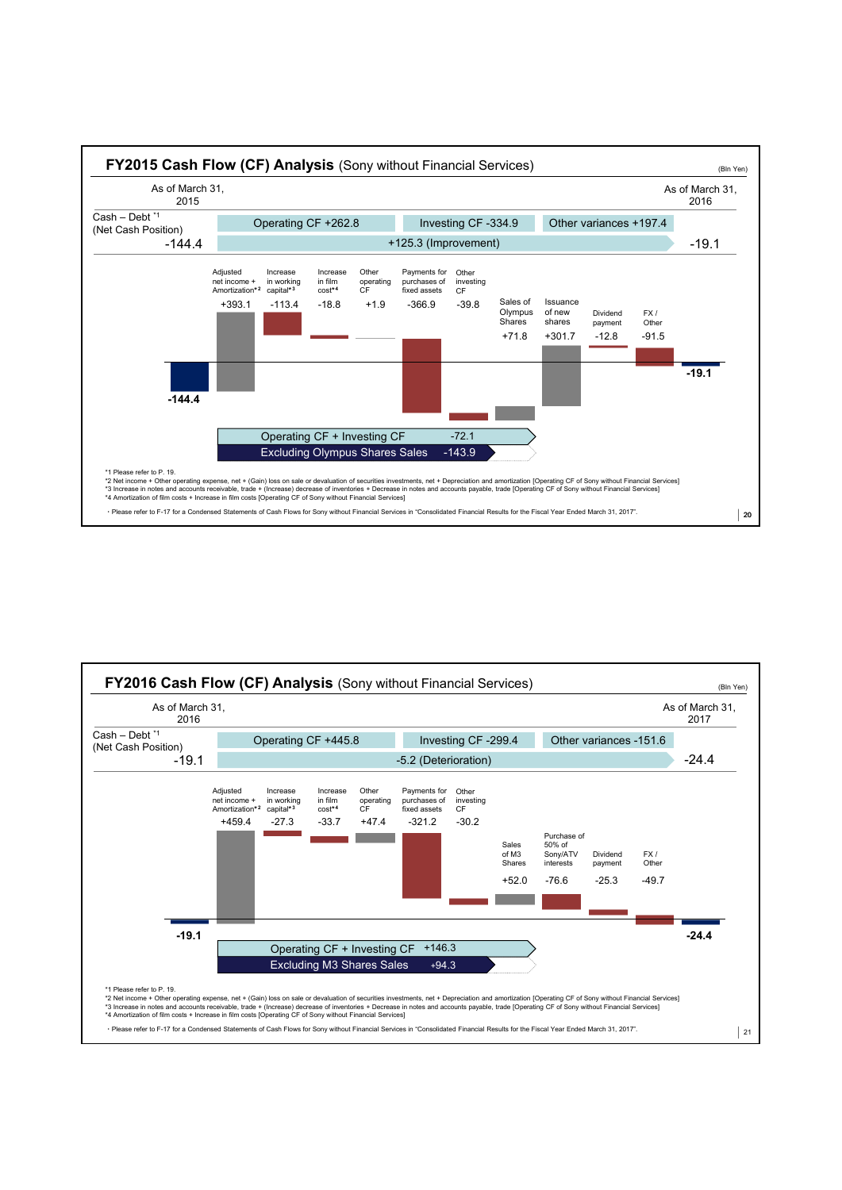## FY2015 Cash Flow (CF) Analysis (Sony without Financial Services)

(Bln Yen)

| | As of March 31, 2015 | | | As of March 31, 2016 |
|---|---|---|---|---|
| Cash – Debt [*1] (Net Cash Position) | -144.4 | Operating CF +262.8 / Investing CF -334.9 / Other variances +197.4 | +125.3 (Improvement) | -19.1 |

| Item | Amount |
|---|---|
| Cash – Debt (As of March 31, 2015) | -144.4 |
| Adjusted net income + Amortization[*2] | +393.1 |
| Increase in working capital[*3] | -113.4 |
| Increase in film cost[*4] | -18.8 |
| Other operating CF | +1.9 |
| Payments for purchases of fixed assets | -366.9 |
| Other investing CF | -39.8 |
| Sales of Olympus Shares | +71.8 |
| Issuance of new shares | +301.7 |
| Dividend payment | -12.8 |
| FX / Other | -91.5 |
| Cash – Debt (As of March 31, 2016) | -19.1 |

Operating CF + Investing CF: -72.1

Excluding Olympus Shares Sales: -143.9

*1 Please refer to P. 19.
*2 Net income + Other operating expense, net + (Gain) loss on sale or devaluation of securities investments, net + Depreciation and amortization [Operating CF of Sony without Financial Services]
*3 Increase in notes and accounts receivable, trade + (Increase) decrease of inventories + Decrease in notes and accounts payable, trade [Operating CF of Sony without Financial Services]
*4 Amortization of film costs + Increase in film costs [Operating CF of Sony without Financial Services]

・Please refer to F-17 for a Condensed Statements of Cash Flows for Sony without Financial Services in "Consolidated Financial Results for the Fiscal Year Ended March 31, 2017".

## FY2016 Cash Flow (CF) Analysis (Sony without Financial Services)

(Bln Yen)

| | As of March 31, 2016 | | | As of March 31, 2017 |
|---|---|---|---|---|
| Cash – Debt [*1] (Net Cash Position) | -19.1 | Operating CF +445.8 / Investing CF -299.4 / Other variances -151.6 | -5.2 (Deterioration) | -24.4 |

| Item | Amount |
|---|---|
| Cash – Debt (As of March 31, 2016) | -19.1 |
| Adjusted net income + Amortization[*2] | +459.4 |
| Increase in working capital[*3] | -27.3 |
| Increase in film cost[*4] | -33.7 |
| Other operating CF | +47.4 |
| Payments for purchases of fixed assets | -321.2 |
| Other investing CF | -30.2 |
| Sales of M3 Shares | +52.0 |
| Purchase of 50% of Sony/ATV interests | -76.6 |
| Dividend payment | -25.3 |
| FX / Other | -49.7 |
| Cash – Debt (As of March 31, 2017) | -24.4 |

Operating CF + Investing CF: +146.3

Excluding M3 Shares Sales: +94.3

*1 Please refer to P. 19.
*2 Net income + Other operating expense, net + (Gain) loss on sale or devaluation of securities investments, net + Depreciation and amortization [Operating CF of Sony without Financial Services]
*3 Increase in notes and accounts receivable, trade + (Increase) decrease of inventories + Decrease in notes and accounts payable, trade [Operating CF of Sony without Financial Services]
*4 Amortization of film costs + Increase in film costs [Operating CF of Sony without Financial Services]

・Please refer to F-17 for a Condensed Statements of Cash Flows for Sony without Financial Services in "Consolidated Financial Results for the Fiscal Year Ended March 31, 2017".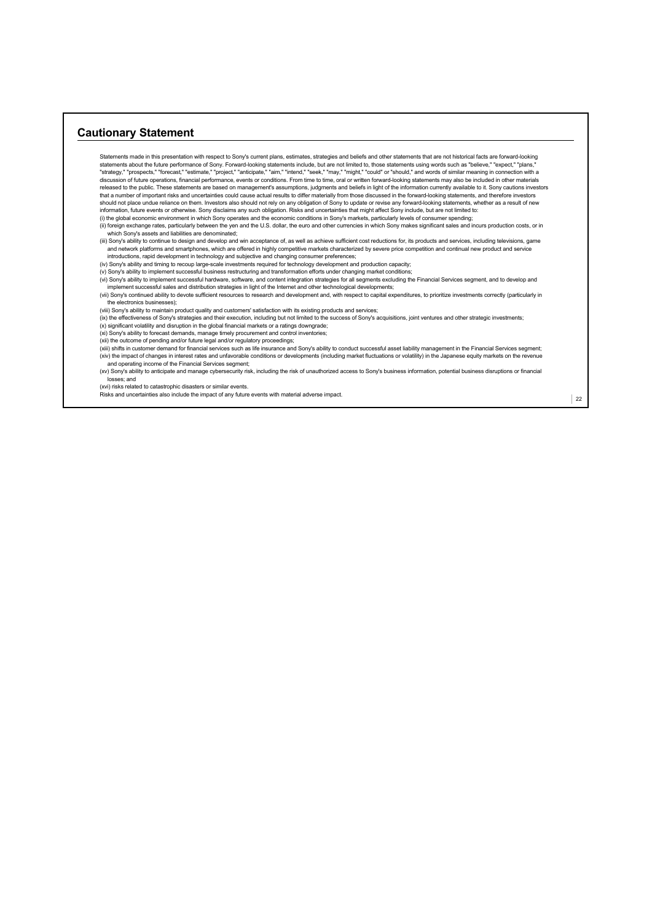## Cautionary Statement

Statements made in this presentation with respect to Sony's current plans, estimates, strategies and beliefs and other statements that are not historical facts are forward-looking statements about the future performance of Sony. Forward-looking statements include, but are not limited to, those statements using words such as "believe," "expect," "plans," "strategy," "prospects," "forecast," "estimate," "project," "anticipate," "aim," "intend," "seek," "may," "might," "could" or "should," and words of similar meaning in connection with a discussion of future operations, financial performance, events or conditions. From time to time, oral or written forward-looking statements may also be included in other materials released to the public. These statements are based on management's assumptions, judgments and beliefs in light of the information currently available to it. Sony cautions investors that a number of important risks and uncertainties could cause actual results to differ materially from those discussed in the forward-looking statements, and therefore investors should not place undue reliance on them. Investors also should not rely on any obligation of Sony to update or revise any forward-looking statements, whether as a result of new information, future events or otherwise. Sony disclaims any such obligation. Risks and uncertainties that might affect Sony include, but are not limited to:

(i) the global economic environment in which Sony operates and the economic conditions in Sony's markets, particularly levels of consumer spending;
(ii) foreign exchange rates, particularly between the yen and the U.S. dollar, the euro and other currencies in which Sony makes significant sales and incurs production costs, or in which Sony's assets and liabilities are denominated;
(iii) Sony's ability to continue to design and develop and win acceptance of, as well as achieve sufficient cost reductions for, its products and services, including televisions, game and network platforms and smartphones, which are offered in highly competitive markets characterized by severe price competition and continual new product and service introductions, rapid development in technology and subjective and changing consumer preferences;
(iv) Sony's ability and timing to recoup large-scale investments required for technology development and production capacity;
(v) Sony's ability to implement successful business restructuring and transformation efforts under changing market conditions;
(vi) Sony's ability to implement successful hardware, software, and content integration strategies for all segments excluding the Financial Services segment, and to develop and implement successful sales and distribution strategies in light of the Internet and other technological developments;
(vii) Sony's continued ability to devote sufficient resources to research and development and, with respect to capital expenditures, to prioritize investments correctly (particularly in the electronics businesses);
(viii) Sony's ability to maintain product quality and customers' satisfaction with its existing products and services;
(ix) the effectiveness of Sony's strategies and their execution, including but not limited to the success of Sony's acquisitions, joint ventures and other strategic investments;
(x) significant volatility and disruption in the global financial markets or a ratings downgrade;
(xi) Sony's ability to forecast demands, manage timely procurement and control inventories;
(xii) the outcome of pending and/or future legal and/or regulatory proceedings;
(xiii) shifts in customer demand for financial services such as life insurance and Sony's ability to conduct successful asset liability management in the Financial Services segment;
(xiv) the impact of changes in interest rates and unfavorable conditions or developments (including market fluctuations or volatility) in the Japanese equity markets on the revenue and operating income of the Financial Services segment;
(xv) Sony's ability to anticipate and manage cybersecurity risk, including the risk of unauthorized access to Sony's business information, potential business disruptions or financial losses; and
(xvi) risks related to catastrophic disasters or similar events.

Risks and uncertainties also include the impact of any future events with material adverse impact.